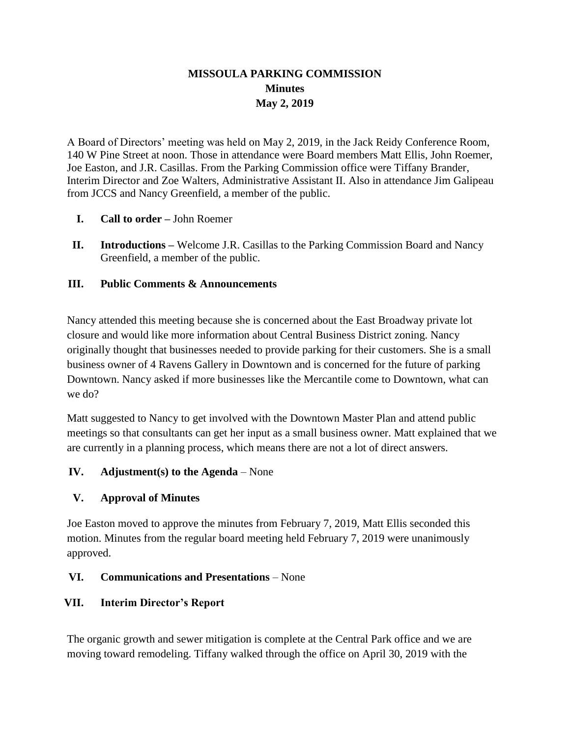# MISSOULA PARKING COMMISSION
## Minutes
## May 2, 2019

A Board of Directors' meeting was held on May 2, 2019, in the Jack Reidy Conference Room, 140 W Pine Street at noon. Those in attendance were Board members Matt Ellis, John Roemer, Joe Easton, and J.R. Casillas. From the Parking Commission office were Tiffany Brander, Interim Director and Zoe Walters, Administrative Assistant II. Also in attendance Jim Galipeau from JCCS and Nancy Greenfield, a member of the public.

I. **Call to order –** John Roemer

II. **Introductions –** Welcome J.R. Casillas to the Parking Commission Board and Nancy Greenfield, a member of the public.

III. **Public Comments & Announcements**

Nancy attended this meeting because she is concerned about the East Broadway private lot closure and would like more information about Central Business District zoning. Nancy originally thought that businesses needed to provide parking for their customers. She is a small business owner of 4 Ravens Gallery in Downtown and is concerned for the future of parking Downtown. Nancy asked if more businesses like the Mercantile come to Downtown, what can we do?

Matt suggested to Nancy to get involved with the Downtown Master Plan and attend public meetings so that consultants can get her input as a small business owner. Matt explained that we are currently in a planning process, which means there are not a lot of direct answers.

IV. **Adjustment(s) to the Agenda** – None

V. **Approval of Minutes**

Joe Easton moved to approve the minutes from February 7, 2019, Matt Ellis seconded this motion. Minutes from the regular board meeting held February 7, 2019 were unanimously approved.

VI. **Communications and Presentations** – None

VII. **Interim Director's Report**

The organic growth and sewer mitigation is complete at the Central Park office and we are moving toward remodeling. Tiffany walked through the office on April 30, 2019 with the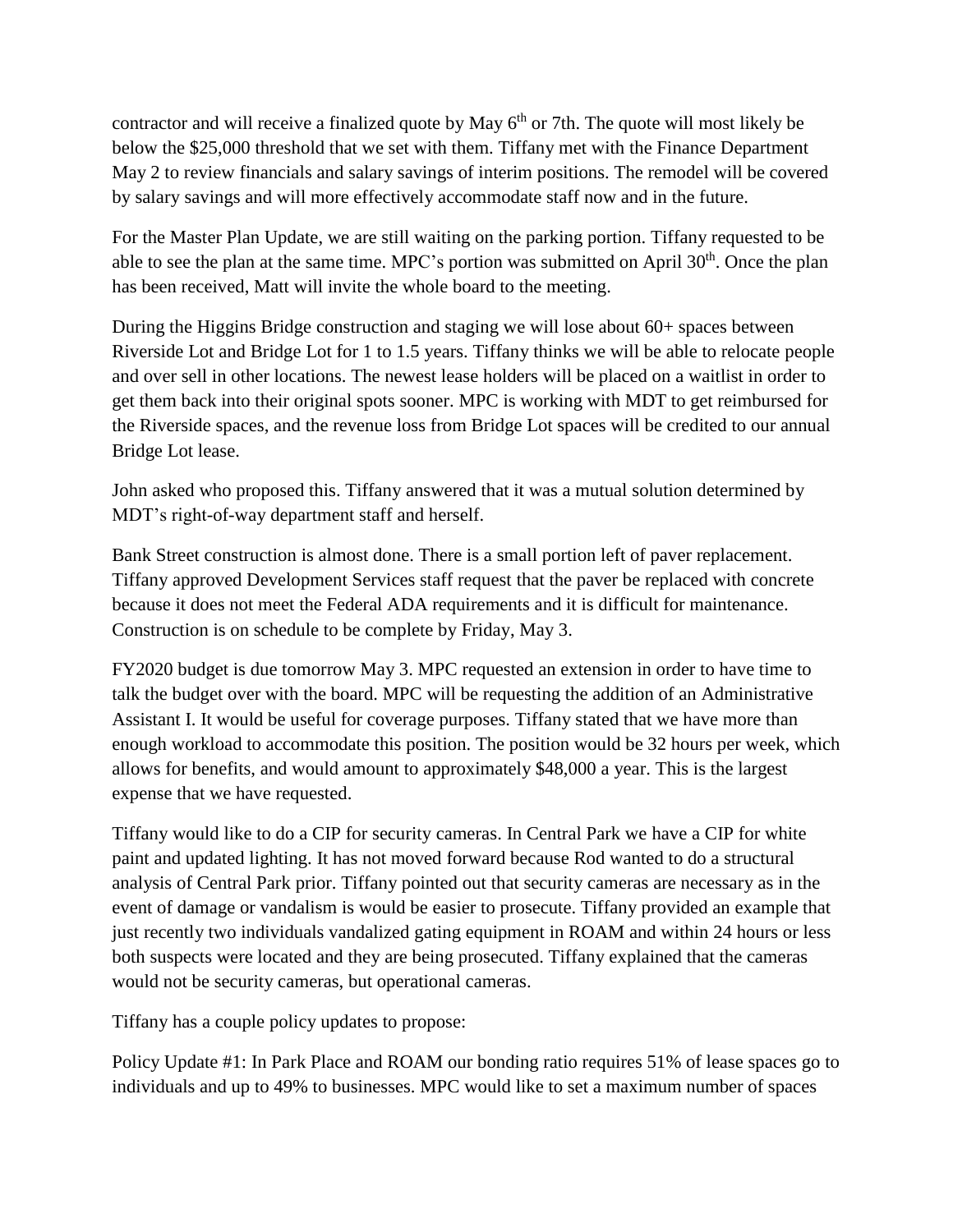contractor and will receive a finalized quote by May 6th or 7th. The quote will most likely be below the $25,000 threshold that we set with them. Tiffany met with the Finance Department May 2 to review financials and salary savings of interim positions. The remodel will be covered by salary savings and will more effectively accommodate staff now and in the future.

For the Master Plan Update, we are still waiting on the parking portion. Tiffany requested to be able to see the plan at the same time. MPC's portion was submitted on April 30th. Once the plan has been received, Matt will invite the whole board to the meeting.

During the Higgins Bridge construction and staging we will lose about 60+ spaces between Riverside Lot and Bridge Lot for 1 to 1.5 years. Tiffany thinks we will be able to relocate people and over sell in other locations. The newest lease holders will be placed on a waitlist in order to get them back into their original spots sooner. MPC is working with MDT to get reimbursed for the Riverside spaces, and the revenue loss from Bridge Lot spaces will be credited to our annual Bridge Lot lease.

John asked who proposed this. Tiffany answered that it was a mutual solution determined by MDT's right-of-way department staff and herself.

Bank Street construction is almost done. There is a small portion left of paver replacement. Tiffany approved Development Services staff request that the paver be replaced with concrete because it does not meet the Federal ADA requirements and it is difficult for maintenance. Construction is on schedule to be complete by Friday, May 3.

FY2020 budget is due tomorrow May 3. MPC requested an extension in order to have time to talk the budget over with the board. MPC will be requesting the addition of an Administrative Assistant I. It would be useful for coverage purposes. Tiffany stated that we have more than enough workload to accommodate this position. The position would be 32 hours per week, which allows for benefits, and would amount to approximately $48,000 a year. This is the largest expense that we have requested.

Tiffany would like to do a CIP for security cameras. In Central Park we have a CIP for white paint and updated lighting. It has not moved forward because Rod wanted to do a structural analysis of Central Park prior. Tiffany pointed out that security cameras are necessary as in the event of damage or vandalism is would be easier to prosecute. Tiffany provided an example that just recently two individuals vandalized gating equipment in ROAM and within 24 hours or less both suspects were located and they are being prosecuted. Tiffany explained that the cameras would not be security cameras, but operational cameras.

Tiffany has a couple policy updates to propose:

Policy Update #1: In Park Place and ROAM our bonding ratio requires 51% of lease spaces go to individuals and up to 49% to businesses. MPC would like to set a maximum number of spaces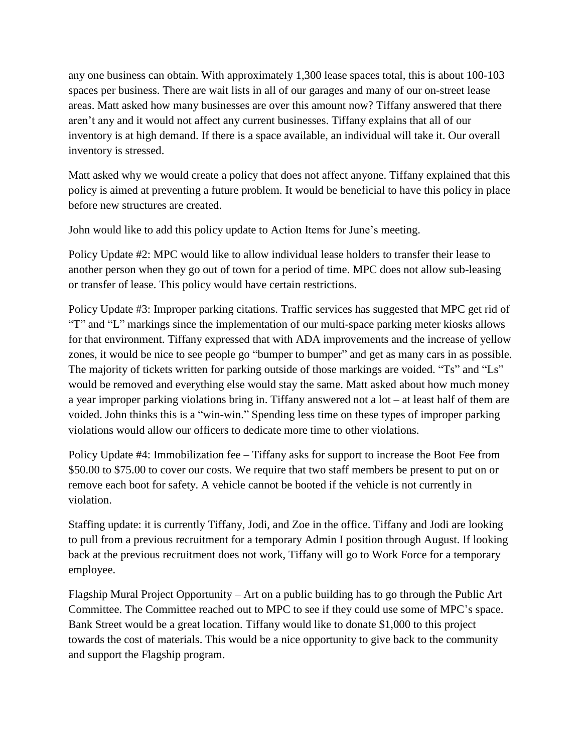any one business can obtain. With approximately 1,300 lease spaces total, this is about 100-103 spaces per business. There are wait lists in all of our garages and many of our on-street lease areas. Matt asked how many businesses are over this amount now? Tiffany answered that there aren't any and it would not affect any current businesses. Tiffany explains that all of our inventory is at high demand. If there is a space available, an individual will take it. Our overall inventory is stressed.

Matt asked why we would create a policy that does not affect anyone. Tiffany explained that this policy is aimed at preventing a future problem. It would be beneficial to have this policy in place before new structures are created.

John would like to add this policy update to Action Items for June's meeting.

Policy Update #2: MPC would like to allow individual lease holders to transfer their lease to another person when they go out of town for a period of time. MPC does not allow sub-leasing or transfer of lease. This policy would have certain restrictions.

Policy Update #3: Improper parking citations. Traffic services has suggested that MPC get rid of "T" and "L" markings since the implementation of our multi-space parking meter kiosks allows for that environment. Tiffany expressed that with ADA improvements and the increase of yellow zones, it would be nice to see people go "bumper to bumper" and get as many cars in as possible. The majority of tickets written for parking outside of those markings are voided. "Ts" and "Ls" would be removed and everything else would stay the same. Matt asked about how much money a year improper parking violations bring in. Tiffany answered not a lot – at least half of them are voided. John thinks this is a "win-win." Spending less time on these types of improper parking violations would allow our officers to dedicate more time to other violations.

Policy Update #4: Immobilization fee – Tiffany asks for support to increase the Boot Fee from $50.00 to $75.00 to cover our costs. We require that two staff members be present to put on or remove each boot for safety. A vehicle cannot be booted if the vehicle is not currently in violation.

Staffing update: it is currently Tiffany, Jodi, and Zoe in the office. Tiffany and Jodi are looking to pull from a previous recruitment for a temporary Admin I position through August. If looking back at the previous recruitment does not work, Tiffany will go to Work Force for a temporary employee.

Flagship Mural Project Opportunity – Art on a public building has to go through the Public Art Committee. The Committee reached out to MPC to see if they could use some of MPC's space. Bank Street would be a great location. Tiffany would like to donate $1,000 to this project towards the cost of materials. This would be a nice opportunity to give back to the community and support the Flagship program.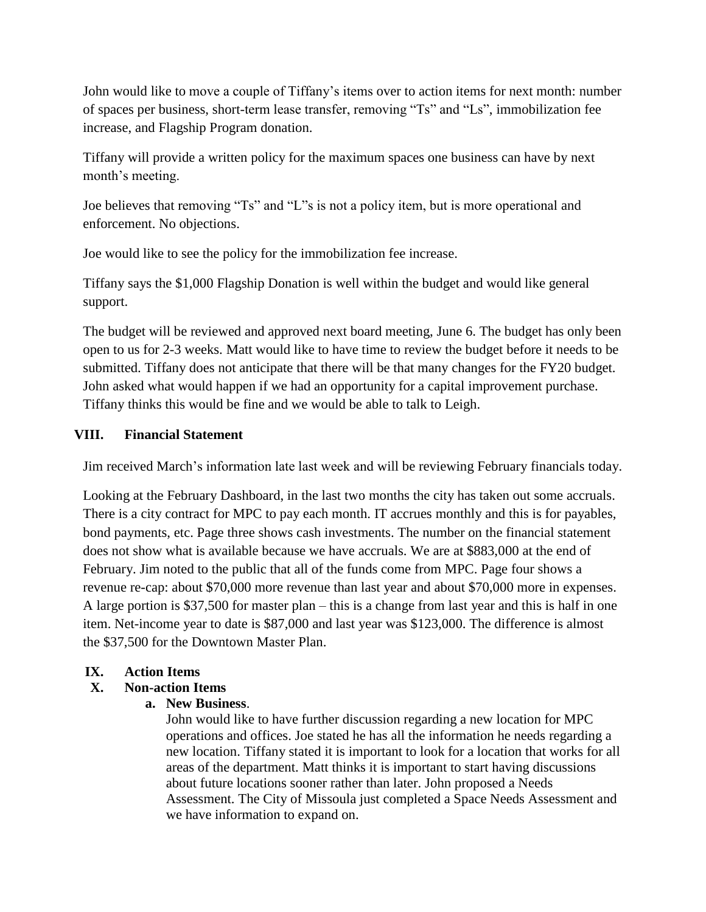John would like to move a couple of Tiffany's items over to action items for next month: number of spaces per business, short-term lease transfer, removing "Ts" and "Ls", immobilization fee increase, and Flagship Program donation.

Tiffany will provide a written policy for the maximum spaces one business can have by next month's meeting.

Joe believes that removing "Ts" and "L"s is not a policy item, but is more operational and enforcement. No objections.

Joe would like to see the policy for the immobilization fee increase.

Tiffany says the $1,000 Flagship Donation is well within the budget and would like general support.

The budget will be reviewed and approved next board meeting, June 6. The budget has only been open to us for 2-3 weeks. Matt would like to have time to review the budget before it needs to be submitted. Tiffany does not anticipate that there will be that many changes for the FY20 budget. John asked what would happen if we had an opportunity for a capital improvement purchase. Tiffany thinks this would be fine and we would be able to talk to Leigh.

## VIII. Financial Statement

Jim received March's information late last week and will be reviewing February financials today.

Looking at the February Dashboard, in the last two months the city has taken out some accruals. There is a city contract for MPC to pay each month. IT accrues monthly and this is for payables, bond payments, etc. Page three shows cash investments. The number on the financial statement does not show what is available because we have accruals. We are at $883,000 at the end of February. Jim noted to the public that all of the funds come from MPC. Page four shows a revenue re-cap: about $70,000 more revenue than last year and about $70,000 more in expenses. A large portion is $37,500 for master plan – this is a change from last year and this is half in one item. Net-income year to date is $87,000 and last year was $123,000. The difference is almost the $37,500 for the Downtown Master Plan.

## IX. Action Items

## X. Non-action Items

**a. New Business**.

John would like to have further discussion regarding a new location for MPC operations and offices. Joe stated he has all the information he needs regarding a new location. Tiffany stated it is important to look for a location that works for all areas of the department. Matt thinks it is important to start having discussions about future locations sooner rather than later. John proposed a Needs Assessment. The City of Missoula just completed a Space Needs Assessment and we have information to expand on.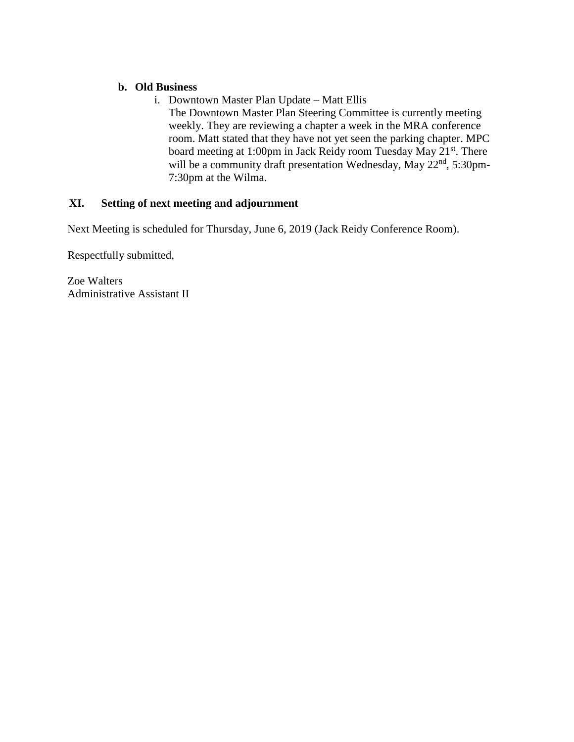**b. Old Business**

i. Downtown Master Plan Update – Matt Ellis
The Downtown Master Plan Steering Committee is currently meeting weekly. They are reviewing a chapter a week in the MRA conference room. Matt stated that they have not yet seen the parking chapter. MPC board meeting at 1:00pm in Jack Reidy room Tuesday May 21st. There will be a community draft presentation Wednesday, May 22nd, 5:30pm-7:30pm at the Wilma.

## XI. Setting of next meeting and adjournment

Next Meeting is scheduled for Thursday, June 6, 2019 (Jack Reidy Conference Room).

Respectfully submitted,

Zoe Walters
Administrative Assistant II